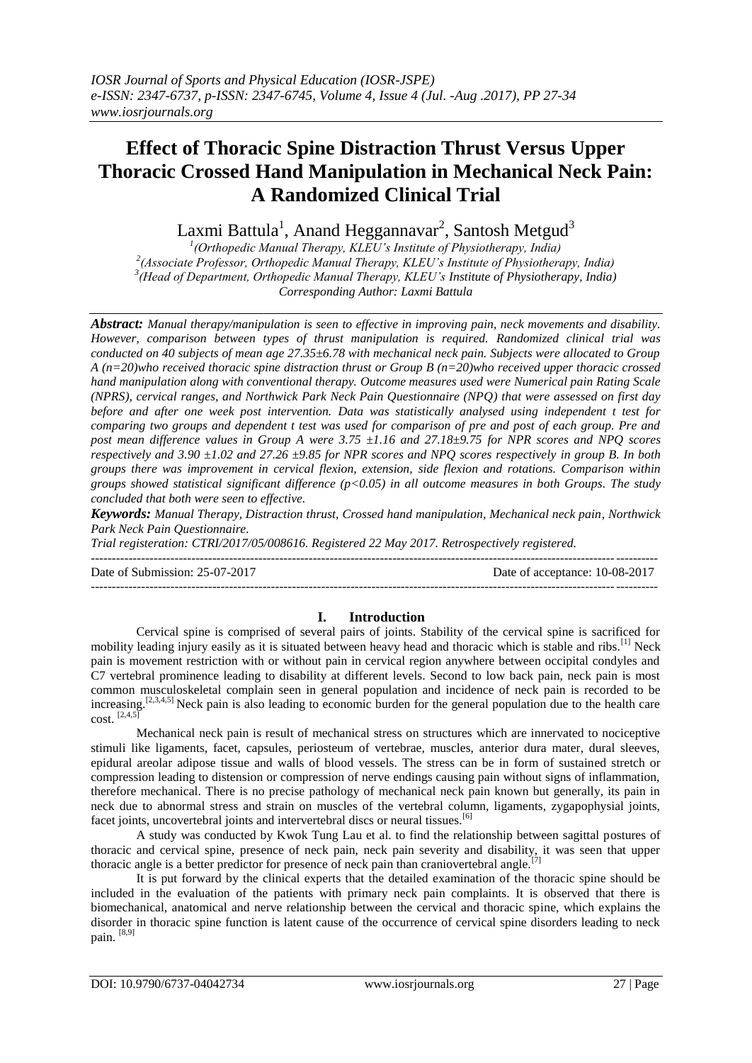*IOSR Journal of Sports and Physical Education (IOSR-JSPE)*
*e-ISSN: 2347-6737, p-ISSN: 2347-6745, Volume 4, Issue 4 (Jul. -Aug .2017), PP 27-34*
*www.iosrjournals.org*

# Effect of Thoracic Spine Distraction Thrust Versus Upper Thoracic Crossed Hand Manipulation in Mechanical Neck Pain: A Randomized Clinical Trial

Laxmi Battula[1], Anand Heggannavar[2], Santosh Metgud[3]

[1](Orthopedic Manual Therapy, KLEU's Institute of Physiotherapy, India)
[2](Associate Professor, Orthopedic Manual Therapy, KLEU's Institute of Physiotherapy, India)
[3](Head of Department, Orthopedic Manual Therapy, KLEU's Institute of Physiotherapy, India)
*Corresponding Author: Laxmi Battula*

***Abstract:*** *Manual therapy/manipulation is seen to effective in improving pain, neck movements and disability. However, comparison between types of thrust manipulation is required. Randomized clinical trial was conducted on 40 subjects of mean age 27.35±6.78 with mechanical neck pain. Subjects were allocated to Group A (n=20)who received thoracic spine distraction thrust or Group B (n=20)who received upper thoracic crossed hand manipulation along with conventional therapy. Outcome measures used were Numerical pain Rating Scale (NPRS), cervical ranges, and Northwick Park Neck Pain Questionnaire (NPQ) that were assessed on first day before and after one week post intervention. Data was statistically analysed using independent t test for comparing two groups and dependent t test was used for comparison of pre and post of each group. Pre and post mean difference values in Group A were 3.75 ±1.16 and 27.18±9.75 for NPR scores and NPQ scores respectively and 3.90 ±1.02 and 27.26 ±9.85 for NPR scores and NPQ scores respectively in group B. In both groups there was improvement in cervical flexion, extension, side flexion and rotations. Comparison within groups showed statistical significant difference (p<0.05) in all outcome measures in both Groups. The study concluded that both were seen to effective.*

***Keywords:*** *Manual Therapy, Distraction thrust, Crossed hand manipulation, Mechanical neck pain, Northwick Park Neck Pain Questionnaire.*

*Trial registeration: CTRI/2017/05/008616. Registered 22 May 2017. Retrospectively registered.*

---

Date of Submission: 25-07-2017 Date of acceptance: 10-08-2017

---

## I. Introduction

Cervical spine is comprised of several pairs of joints. Stability of the cervical spine is sacrificed for mobility leading injury easily as it is situated between heavy head and thoracic which is stable and ribs.[1] Neck pain is movement restriction with or without pain in cervical region anywhere between occipital condyles and C7 vertebral prominence leading to disability at different levels. Second to low back pain, neck pain is most common musculoskeletal complain seen in general population and incidence of neck pain is recorded to be increasing.[2,3,4,5] Neck pain is also leading to economic burden for the general population due to the health care cost. [2,4,5]

Mechanical neck pain is result of mechanical stress on structures which are innervated to nociceptive stimuli like ligaments, facet, capsules, periosteum of vertebrae, muscles, anterior dura mater, dural sleeves, epidural areolar adipose tissue and walls of blood vessels. The stress can be in form of sustained stretch or compression leading to distension or compression of nerve endings causing pain without signs of inflammation, therefore mechanical. There is no precise pathology of mechanical neck pain known but generally, its pain in neck due to abnormal stress and strain on muscles of the vertebral column, ligaments, zygapophysial joints, facet joints, uncovertebral joints and intervertebral discs or neural tissues.[6]

A study was conducted by Kwok Tung Lau et al. to find the relationship between sagittal postures of thoracic and cervical spine, presence of neck pain, neck pain severity and disability, it was seen that upper thoracic angle is a better predictor for presence of neck pain than craniovertebral angle.[7]

It is put forward by the clinical experts that the detailed examination of the thoracic spine should be included in the evaluation of the patients with primary neck pain complaints. It is observed that there is biomechanical, anatomical and nerve relationship between the cervical and thoracic spine, which explains the disorder in thoracic spine function is latent cause of the occurrence of cervical spine disorders leading to neck pain. [8,9]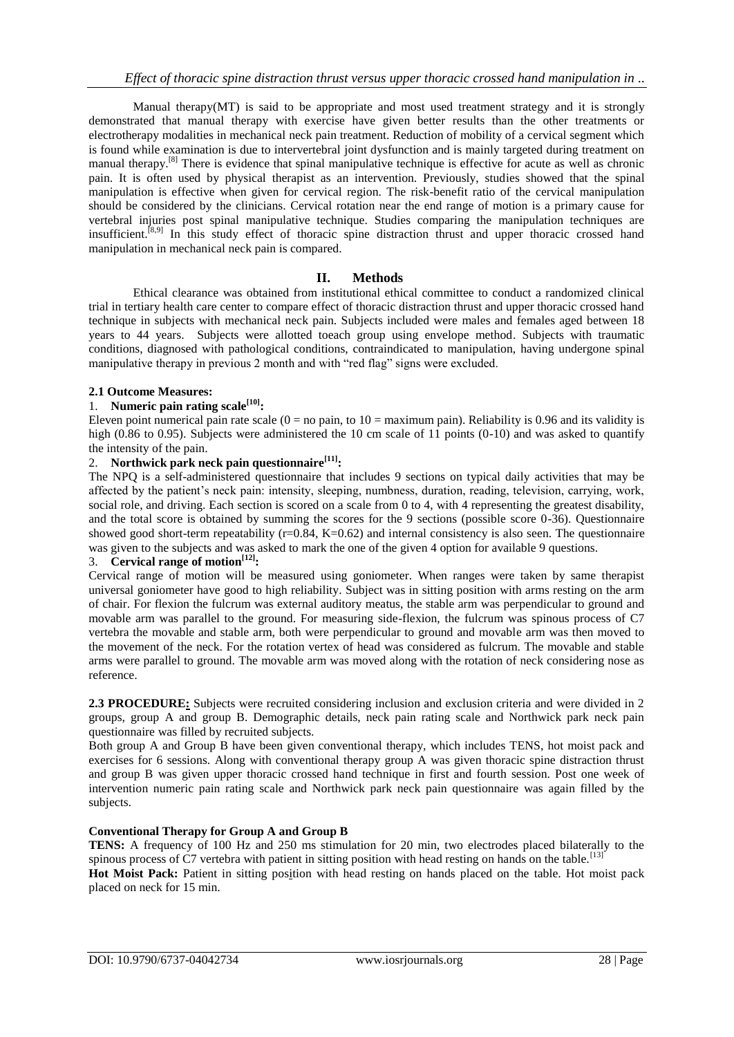Manual therapy(MT) is said to be appropriate and most used treatment strategy and it is strongly demonstrated that manual therapy with exercise have given better results than the other treatments or electrotherapy modalities in mechanical neck pain treatment. Reduction of mobility of a cervical segment which is found while examination is due to intervertebral joint dysfunction and is mainly targeted during treatment on manual therapy.[8] There is evidence that spinal manipulative technique is effective for acute as well as chronic pain. It is often used by physical therapist as an intervention. Previously, studies showed that the spinal manipulation is effective when given for cervical region. The risk-benefit ratio of the cervical manipulation should be considered by the clinicians. Cervical rotation near the end range of motion is a primary cause for vertebral injuries post spinal manipulative technique. Studies comparing the manipulation techniques are insufficient.[8,9] In this study effect of thoracic spine distraction thrust and upper thoracic crossed hand manipulation in mechanical neck pain is compared.

## II. Methods

Ethical clearance was obtained from institutional ethical committee to conduct a randomized clinical trial in tertiary health care center to compare effect of thoracic distraction thrust and upper thoracic crossed hand technique in subjects with mechanical neck pain. Subjects included were males and females aged between 18 years to 44 years. Subjects were allotted toeach group using envelope method. Subjects with traumatic conditions, diagnosed with pathological conditions, contraindicated to manipulation, having undergone spinal manipulative therapy in previous 2 month and with "red flag" signs were excluded.

### 2.1 Outcome Measures:

1. **Numeric pain rating scale[10]:**

Eleven point numerical pain rate scale (0 = no pain, to 10 = maximum pain). Reliability is 0.96 and its validity is high (0.86 to 0.95). Subjects were administered the 10 cm scale of 11 points (0-10) and was asked to quantify the intensity of the pain.

2. **Northwick park neck pain questionnaire[11]:**

The NPQ is a self-administered questionnaire that includes 9 sections on typical daily activities that may be affected by the patient's neck pain: intensity, sleeping, numbness, duration, reading, television, carrying, work, social role, and driving. Each section is scored on a scale from 0 to 4, with 4 representing the greatest disability, and the total score is obtained by summing the scores for the 9 sections (possible score 0-36). Questionnaire showed good short-term repeatability ($r=0.84$, $K=0.62$) and internal consistency is also seen. The questionnaire was given to the subjects and was asked to mark the one of the given 4 option for available 9 questions.

3. **Cervical range of motion[12]:**

Cervical range of motion will be measured using goniometer. When ranges were taken by same therapist universal goniometer have good to high reliability. Subject was in sitting position with arms resting on the arm of chair. For flexion the fulcrum was external auditory meatus, the stable arm was perpendicular to ground and movable arm was parallel to the ground. For measuring side-flexion, the fulcrum was spinous process of C7 vertebra the movable and stable arm, both were perpendicular to ground and movable arm was then moved to the movement of the neck. For the rotation vertex of head was considered as fulcrum. The movable and stable arms were parallel to ground. The movable arm was moved along with the rotation of neck considering nose as reference.

**2.3 PROCEDURE:** Subjects were recruited considering inclusion and exclusion criteria and were divided in 2 groups, group A and group B. Demographic details, neck pain rating scale and Northwick park neck pain questionnaire was filled by recruited subjects.

Both group A and Group B have been given conventional therapy, which includes TENS, hot moist pack and exercises for 6 sessions. Along with conventional therapy group A was given thoracic spine distraction thrust and group B was given upper thoracic crossed hand technique in first and fourth session. Post one week of intervention numeric pain rating scale and Northwick park neck pain questionnaire was again filled by the subjects.

**Conventional Therapy for Group A and Group B**

**TENS:** A frequency of 100 Hz and 250 ms stimulation for 20 min, two electrodes placed bilaterally to the spinous process of C7 vertebra with patient in sitting position with head resting on hands on the table.[13]

**Hot Moist Pack:** Patient in sitting position with head resting on hands placed on the table. Hot moist pack placed on neck for 15 min.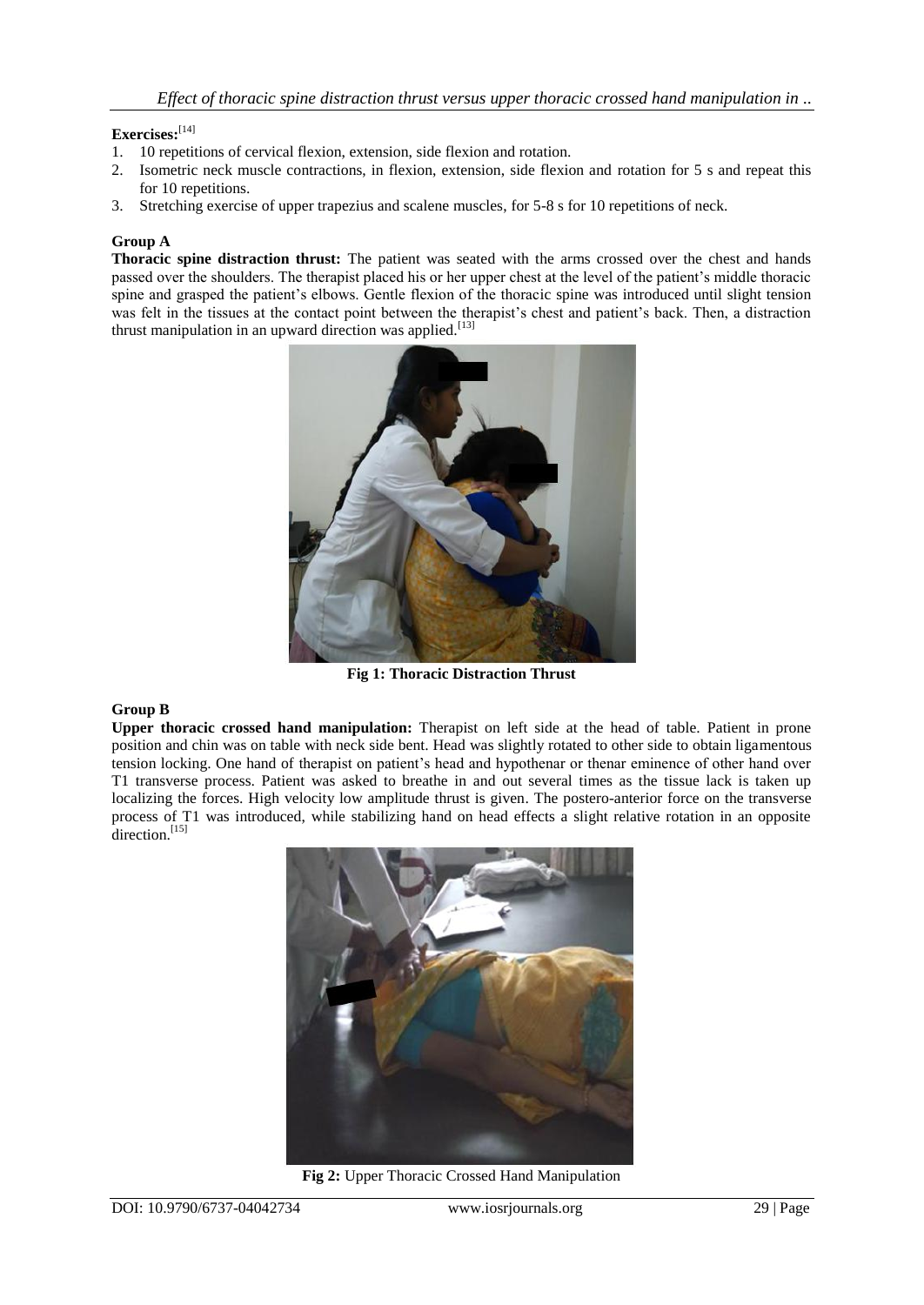**Exercises:**[14]

1. 10 repetitions of cervical flexion, extension, side flexion and rotation.
2. Isometric neck muscle contractions, in flexion, extension, side flexion and rotation for 5 s and repeat this for 10 repetitions.
3. Stretching exercise of upper trapezius and scalene muscles, for 5-8 s for 10 repetitions of neck.

**Group A**

**Thoracic spine distraction thrust:** The patient was seated with the arms crossed over the chest and hands passed over the shoulders. The therapist placed his or her upper chest at the level of the patient's middle thoracic spine and grasped the patient's elbows. Gentle flexion of the thoracic spine was introduced until slight tension was felt in the tissues at the contact point between the therapist's chest and patient's back. Then, a distraction thrust manipulation in an upward direction was applied.[13]

**Fig 1: Thoracic Distraction Thrust**

**Group B**

**Upper thoracic crossed hand manipulation:** Therapist on left side at the head of table. Patient in prone position and chin was on table with neck side bent. Head was slightly rotated to other side to obtain ligamentous tension locking. One hand of therapist on patient's head and hypothenar or thenar eminence of other hand over T1 transverse process. Patient was asked to breathe in and out several times as the tissue lack is taken up localizing the forces. High velocity low amplitude thrust is given. The postero-anterior force on the transverse process of T1 was introduced, while stabilizing hand on head effects a slight relative rotation in an opposite direction.[15]

**Fig 2:** Upper Thoracic Crossed Hand Manipulation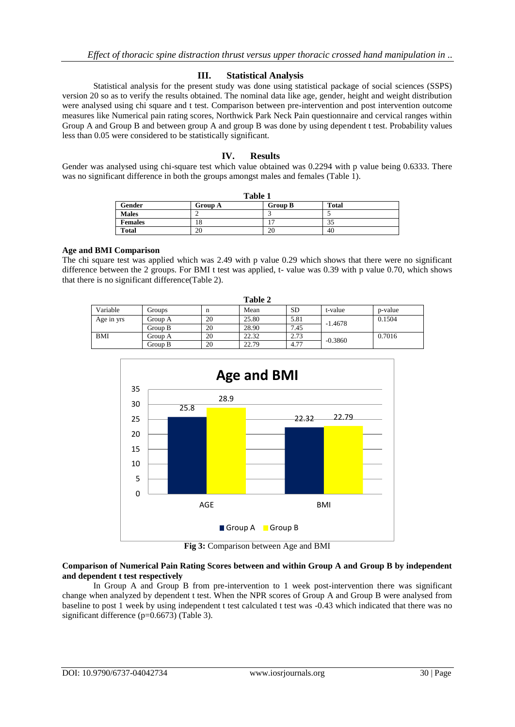## III. Statistical Analysis

Statistical analysis for the present study was done using statistical package of social sciences (SSPS) version 20 so as to verify the results obtained. The nominal data like age, gender, height and weight distribution were analysed using chi square and t test. Comparison between pre-intervention and post intervention outcome measures like Numerical pain rating scores, Northwick Park Neck Pain questionnaire and cervical ranges within Group A and Group B and between group A and group B was done by using dependent t test. Probability values less than 0.05 were considered to be statistically significant.

## IV. Results

Gender was analysed using chi-square test which value obtained was 0.2294 with p value being 0.6333. There was no significant difference in both the groups amongst males and females (Table 1).

**Table 1**

| Gender | Group A | Group B | Total |
|---|---|---|---|
| **Males** | 2 | 3 | 5 |
| **Females** | 18 | 17 | 35 |
| **Total** | 20 | 20 | 40 |

**Age and BMI Comparison**

The chi square test was applied which was 2.49 with p value 0.29 which shows that there were no significant difference between the 2 groups. For BMI t test was applied, t- value was 0.39 with p value 0.70, which shows that there is no significant difference(Table 2).

**Table 2**

| Variable | Groups | n | Mean | SD | t-value | p-value |
|---|---|---|---|---|---|---|
| Age in yrs | Group A | 20 | 25.80 | 5.81 | -1.4678 | 0.1504 |
| | Group B | 20 | 28.90 | 7.45 | | |
| BMI | Group A | 20 | 22.32 | 2.73 | -0.3860 | 0.7016 |
| | Group B | 20 | 22.79 | 4.77 | | |

**Fig 3:** Comparison between Age and BMI

**Comparison of Numerical Pain Rating Scores between and within Group A and Group B by independent and dependent t test respectively**

In Group A and Group B from pre-intervention to 1 week post-intervention there was significant change when analyzed by dependent t test. When the NPR scores of Group A and Group B were analysed from baseline to post 1 week by using independent t test calculated t test was -0.43 which indicated that there was no significant difference (p=0.6673) (Table 3).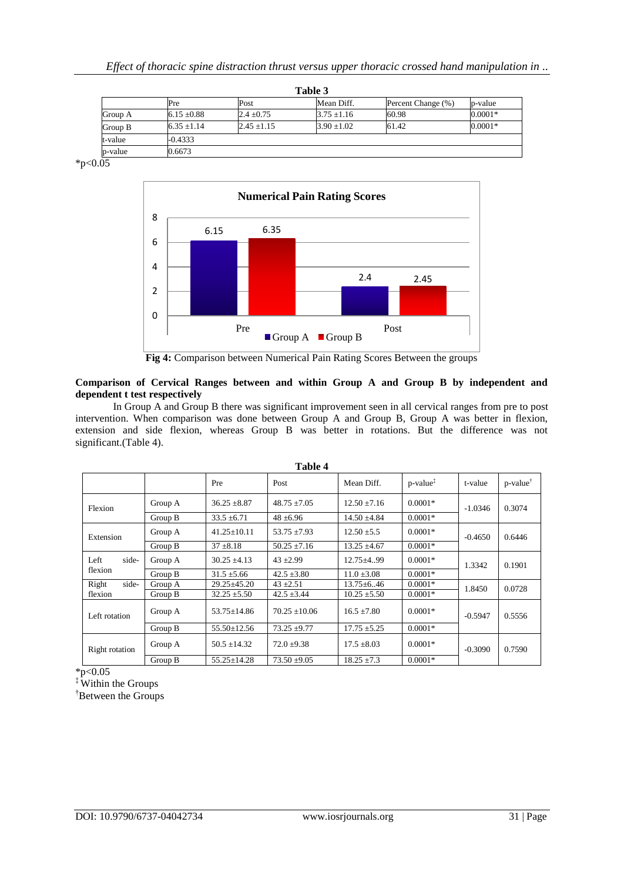**Table 3**

| | Pre | Post | Mean Diff. | Percent Change (%) | p-value |
|---|---|---|---|---|---|
| Group A | 6.15 ±0.88 | 2.4 ±0.75 | 3.75 ±1.16 | 60.98 | 0.0001* |
| Group B | 6.35 ±1.14 | 2.45 ±1.15 | 3.90 ±1.02 | 61.42 | 0.0001* |
| t-value | -0.4333 | | | | |
| p-value | 0.6673 | | | | |

*p<0.05

**Fig 4:** Comparison between Numerical Pain Rating Scores Between the groups

**Comparison of Cervical Ranges between and within Group A and Group B by independent and dependent t test respectively**

In Group A and Group B there was significant improvement seen in all cervical ranges from pre to post intervention. When comparison was done between Group A and Group B, Group A was better in flexion, extension and side flexion, whereas Group B was better in rotations. But the difference was not significant.(Table 4).

**Table 4**

| | | Pre | Post | Mean Diff. | p-value‡ | t-value | p-value† |
|---|---|---|---|---|---|---|---|
| Flexion | Group A | 36.25 ±8.87 | 48.75 ±7.05 | 12.50 ±7.16 | 0.0001* | -1.0346 | 0.3074 |
| | Group B | 33.5 ±6.71 | 48 ±6.96 | 14.50 ±4.84 | 0.0001* | | |
| Extension | Group A | 41.25±10.11 | 53.75 ±7.93 | 12.50 ±5.5 | 0.0001* | -0.4650 | 0.6446 |
| | Group B | 37 ±8.18 | 50.25 ±7.16 | 13.25 ±4.67 | 0.0001* | | |
| Left side-flexion | Group A | 30.25 ±4.13 | 43 ±2.99 | 12.75±4..99 | 0.0001* | 1.3342 | 0.1901 |
| | Group B | 31.5 ±5.66 | 42.5 ±3.80 | 11.0 ±3.08 | 0.0001* | | |
| Right side-flexion | Group A | 29.25±45.20 | 43 ±2.51 | 13.75±6..46 | 0.0001* | 1.8450 | 0.0728 |
| | Group B | 32.25 ±5.50 | 42.5 ±3.44 | 10.25 ±5.50 | 0.0001* | | |
| Left rotation | Group A | 53.75±14.86 | 70.25 ±10.06 | 16.5 ±7.80 | 0.0001* | -0.5947 | 0.5556 |
| | Group B | 55.50±12.56 | 73.25 ±9.77 | 17.75 ±5.25 | 0.0001* | | |
| Right rotation | Group A | 50.5 ±14.32 | 72.0 ±9.38 | 17.5 ±8.03 | 0.0001* | -0.3090 | 0.7590 |
| | Group B | 55.25±14.28 | 73.50 ±9.05 | 18.25 ±7.3 | 0.0001* | | |

*p<0.05

‡ Within the Groups

† Between the Groups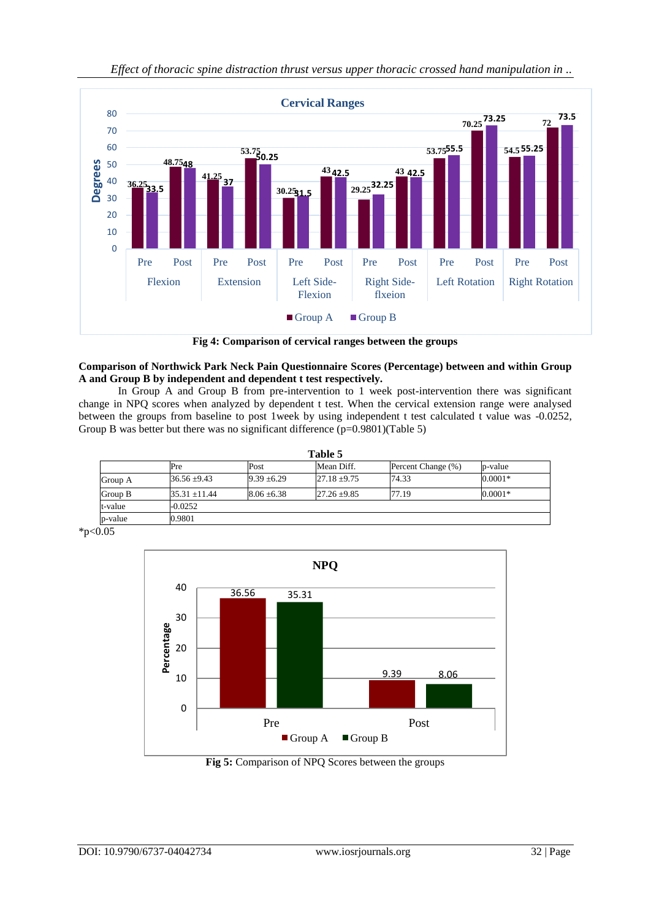**Fig 4: Comparison of cervical ranges between the groups**

**Comparison of Northwick Park Neck Pain Questionnaire Scores (Percentage) between and within Group A and Group B by independent and dependent t test respectively.**

In Group A and Group B from pre-intervention to 1 week post-intervention there was significant change in NPQ scores when analyzed by dependent t test. When the cervical extension range were analysed between the groups from baseline to post 1week by using independent t test calculated t value was -0.0252, Group B was better but there was no significant difference (p=0.9801)(Table 5)

**Table 5**

| | Pre | Post | Mean Diff. | Percent Change (%) | p-value |
|---|---|---|---|---|---|
| Group A | 36.56 ±9.43 | 9.39 ±6.29 | 27.18 ±9.75 | 74.33 | 0.0001* |
| Group B | 35.31 ±11.44 | 8.06 ±6.38 | 27.26 ±9.85 | 77.19 | 0.0001* |
| t-value | -0.0252 | | | | |
| p-value | 0.9801 | | | | |

*p<0.05

**Fig 5:** Comparison of NPQ Scores between the groups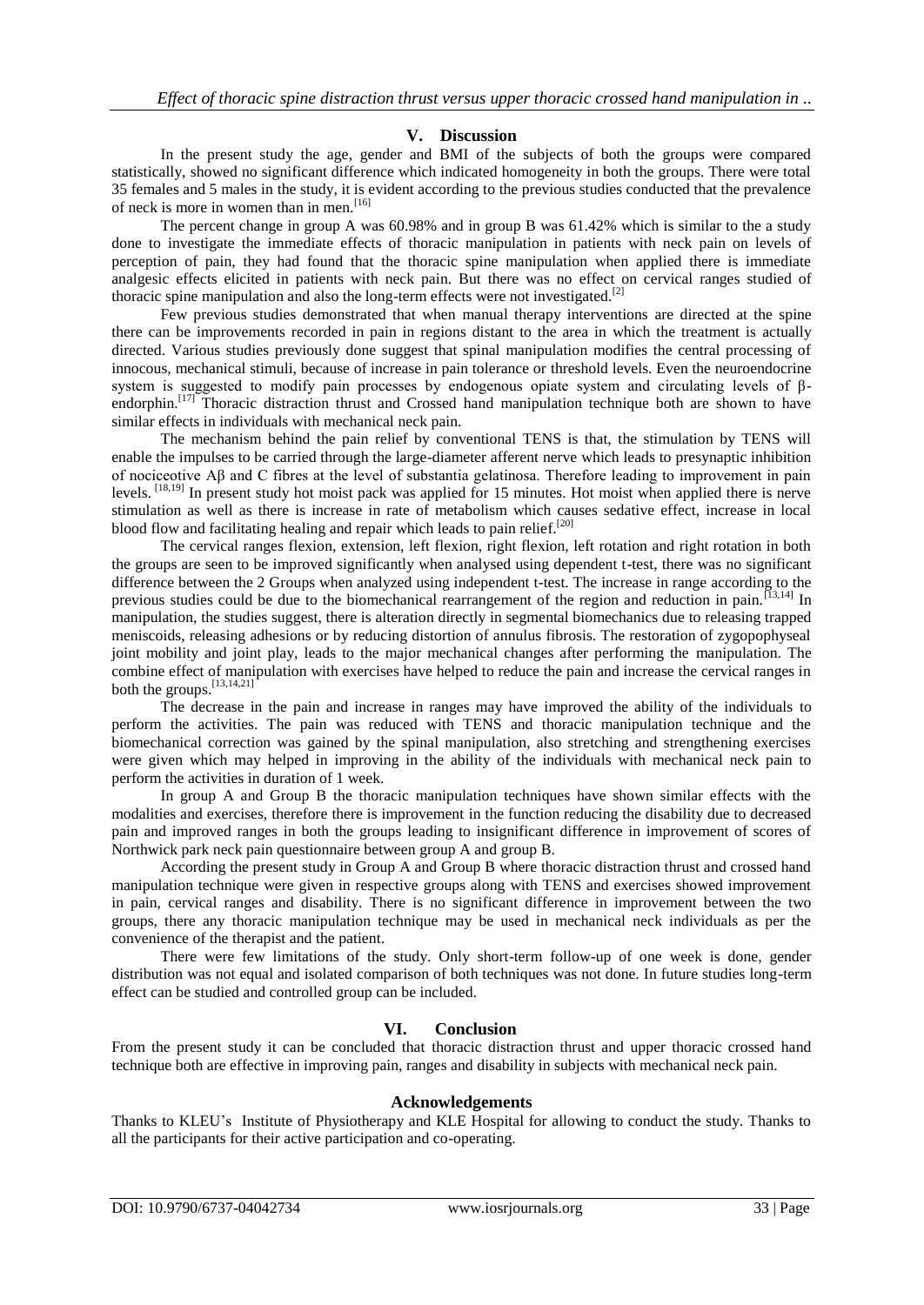## V. Discussion

In the present study the age, gender and BMI of the subjects of both the groups were compared statistically, showed no significant difference which indicated homogeneity in both the groups. There were total 35 females and 5 males in the study, it is evident according to the previous studies conducted that the prevalence of neck is more in women than in men.[16]

The percent change in group A was 60.98% and in group B was 61.42% which is similar to the a study done to investigate the immediate effects of thoracic manipulation in patients with neck pain on levels of perception of pain, they had found that the thoracic spine manipulation when applied there is immediate analgesic effects elicited in patients with neck pain. But there was no effect on cervical ranges studied of thoracic spine manipulation and also the long-term effects were not investigated.[2]

Few previous studies demonstrated that when manual therapy interventions are directed at the spine there can be improvements recorded in pain in regions distant to the area in which the treatment is actually directed. Various studies previously done suggest that spinal manipulation modifies the central processing of innocous, mechanical stimuli, because of increase in pain tolerance or threshold levels. Even the neuroendocrine system is suggested to modify pain processes by endogenous opiate system and circulating levels of β-endorphin.[17] Thoracic distraction thrust and Crossed hand manipulation technique both are shown to have similar effects in individuals with mechanical neck pain.

The mechanism behind the pain relief by conventional TENS is that, the stimulation by TENS will enable the impulses to be carried through the large-diameter afferent nerve which leads to presynaptic inhibition of nociceotive Aβ and C fibres at the level of substantia gelatinosa. Therefore leading to improvement in pain levels. [18,19] In present study hot moist pack was applied for 15 minutes. Hot moist when applied there is nerve stimulation as well as there is increase in rate of metabolism which causes sedative effect, increase in local blood flow and facilitating healing and repair which leads to pain relief.[20]

The cervical ranges flexion, extension, left flexion, right flexion, left rotation and right rotation in both the groups are seen to be improved significantly when analysed using dependent t-test, there was no significant difference between the 2 Groups when analyzed using independent t-test. The increase in range according to the previous studies could be due to the biomechanical rearrangement of the region and reduction in pain.[13,14] In manipulation, the studies suggest, there is alteration directly in segmental biomechanics due to releasing trapped meniscoids, releasing adhesions or by reducing distortion of annulus fibrosis. The restoration of zygopophyseal joint mobility and joint play, leads to the major mechanical changes after performing the manipulation. The combine effect of manipulation with exercises have helped to reduce the pain and increase the cervical ranges in both the groups.[13,14,21]

The decrease in the pain and increase in ranges may have improved the ability of the individuals to perform the activities. The pain was reduced with TENS and thoracic manipulation technique and the biomechanical correction was gained by the spinal manipulation, also stretching and strengthening exercises were given which may helped in improving in the ability of the individuals with mechanical neck pain to perform the activities in duration of 1 week.

In group A and Group B the thoracic manipulation techniques have shown similar effects with the modalities and exercises, therefore there is improvement in the function reducing the disability due to decreased pain and improved ranges in both the groups leading to insignificant difference in improvement of scores of Northwick park neck pain questionnaire between group A and group B.

According the present study in Group A and Group B where thoracic distraction thrust and crossed hand manipulation technique were given in respective groups along with TENS and exercises showed improvement in pain, cervical ranges and disability. There is no significant difference in improvement between the two groups, there any thoracic manipulation technique may be used in mechanical neck individuals as per the convenience of the therapist and the patient.

There were few limitations of the study. Only short-term follow-up of one week is done, gender distribution was not equal and isolated comparison of both techniques was not done. In future studies long-term effect can be studied and controlled group can be included.

## VI. Conclusion

From the present study it can be concluded that thoracic distraction thrust and upper thoracic crossed hand technique both are effective in improving pain, ranges and disability in subjects with mechanical neck pain.

## Acknowledgements

Thanks to KLEU's Institute of Physiotherapy and KLE Hospital for allowing to conduct the study. Thanks to all the participants for their active participation and co-operating.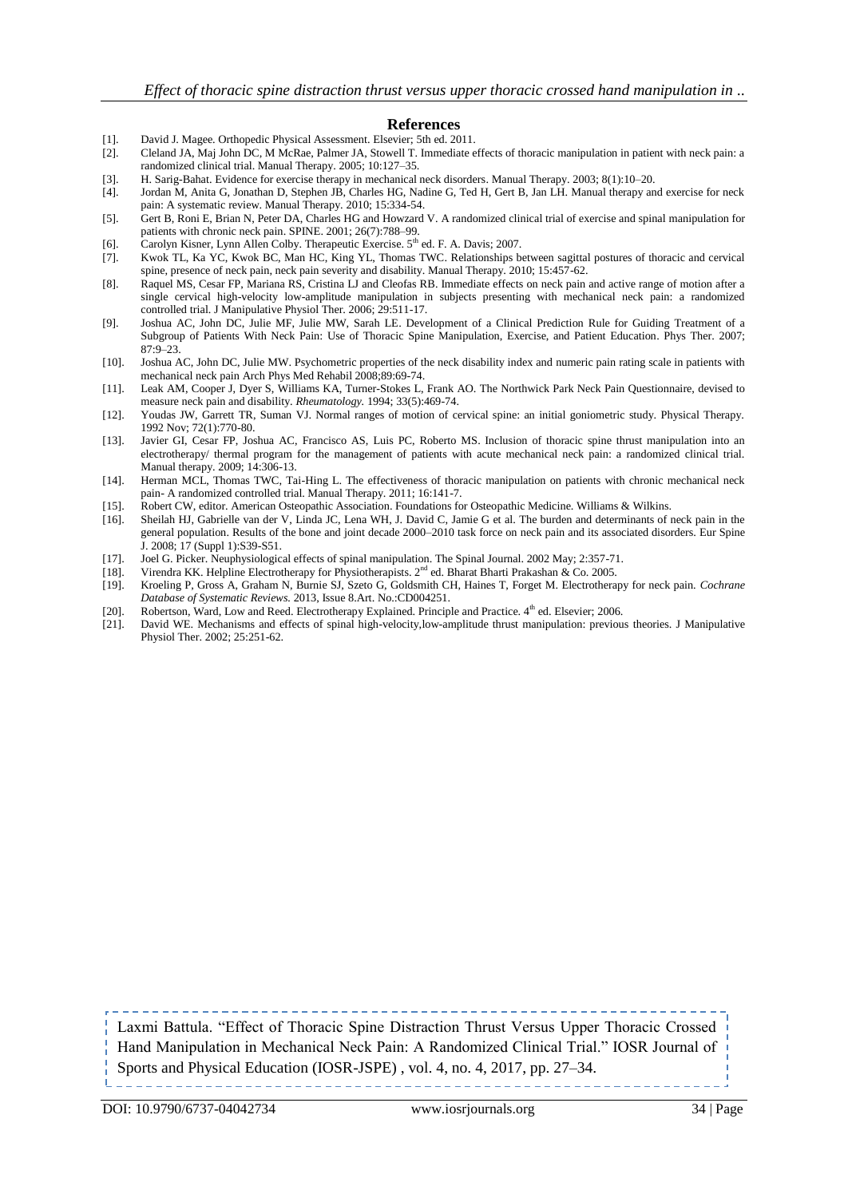## References

[1]. David J. Magee. Orthopedic Physical Assessment. Elsevier; 5th ed. 2011.

[2]. Cleland JA, Maj John DC, M McRae, Palmer JA, Stowell T. Immediate effects of thoracic manipulation in patient with neck pain: a randomized clinical trial. Manual Therapy. 2005; 10:127–35.

[3]. H. Sarig-Bahat. Evidence for exercise therapy in mechanical neck disorders. Manual Therapy. 2003; 8(1):10–20.

[4]. Jordan M, Anita G, Jonathan D, Stephen JB, Charles HG, Nadine G, Ted H, Gert B, Jan LH. Manual therapy and exercise for neck pain: A systematic review. Manual Therapy. 2010; 15:334-54.

[5]. Gert B, Roni E, Brian N, Peter DA, Charles HG and Howzard V. A randomized clinical trial of exercise and spinal manipulation for patients with chronic neck pain. SPINE. 2001; 26(7):788–99.

[6]. Carolyn Kisner, Lynn Allen Colby. Therapeutic Exercise. 5th ed. F. A. Davis; 2007.

[7]. Kwok TL, Ka YC, Kwok BC, Man HC, King YL, Thomas TWC. Relationships between sagittal postures of thoracic and cervical spine, presence of neck pain, neck pain severity and disability. Manual Therapy. 2010; 15:457-62.

[8]. Raquel MS, Cesar FP, Mariana RS, Cristina LJ and Cleofas RB. Immediate effects on neck pain and active range of motion after a single cervical high-velocity low-amplitude manipulation in subjects presenting with mechanical neck pain: a randomized controlled trial. J Manipulative Physiol Ther. 2006; 29:511-17.

[9]. Joshua AC, John DC, Julie MF, Julie MW, Sarah LE. Development of a Clinical Prediction Rule for Guiding Treatment of a Subgroup of Patients With Neck Pain: Use of Thoracic Spine Manipulation, Exercise, and Patient Education. Phys Ther. 2007; 87:9–23.

[10]. Joshua AC, John DC, Julie MW. Psychometric properties of the neck disability index and numeric pain rating scale in patients with mechanical neck pain Arch Phys Med Rehabil 2008;89:69-74.

[11]. Leak AM, Cooper J, Dyer S, Williams KA, Turner-Stokes L, Frank AO. The Northwick Park Neck Pain Questionnaire, devised to measure neck pain and disability. *Rheumatology.* 1994; 33(5):469-74.

[12]. Youdas JW, Garrett TR, Suman VJ. Normal ranges of motion of cervical spine: an initial goniometric study. Physical Therapy. 1992 Nov; 72(1):770-80.

[13]. Javier GI, Cesar FP, Joshua AC, Francisco AS, Luis PC, Roberto MS. Inclusion of thoracic spine thrust manipulation into an electrotherapy/ thermal program for the management of patients with acute mechanical neck pain: a randomized clinical trial. Manual therapy. 2009; 14:306-13.

[14]. Herman MCL, Thomas TWC, Tai-Hing L. The effectiveness of thoracic manipulation on patients with chronic mechanical neck pain- A randomized controlled trial. Manual Therapy. 2011; 16:141-7.

[15]. Robert CW, editor. American Osteopathic Association. Foundations for Osteopathic Medicine. Williams & Wilkins.

[16]. Sheilah HJ, Gabrielle van der V, Linda JC, Lena WH, J. David C, Jamie G et al. The burden and determinants of neck pain in the general population. Results of the bone and joint decade 2000–2010 task force on neck pain and its associated disorders. Eur Spine J. 2008; 17 (Suppl 1):S39-S51.

[17]. Joel G. Picker. Neuphysiological effects of spinal manipulation. The Spinal Journal. 2002 May; 2:357-71.

[18]. Virendra KK. Helpline Electrotherapy for Physiotherapists. 2nd ed. Bharat Bharti Prakashan & Co. 2005.

[19]. Kroeling P, Gross A, Graham N, Burnie SJ, Szeto G, Goldsmith CH, Haines T, Forget M. Electrotherapy for neck pain. *Cochrane Database of Systematic Reviews.* 2013, Issue 8.Art. No.:CD004251.

[20]. Robertson, Ward, Low and Reed. Electrotherapy Explained. Principle and Practice. 4th ed. Elsevier; 2006.

[21]. David WE. Mechanisms and effects of spinal high-velocity,low-amplitude thrust manipulation: previous theories. J Manipulative Physiol Ther. 2002; 25:251-62.

Laxmi Battula. "Effect of Thoracic Spine Distraction Thrust Versus Upper Thoracic Crossed Hand Manipulation in Mechanical Neck Pain: A Randomized Clinical Trial." IOSR Journal of Sports and Physical Education (IOSR-JSPE) , vol. 4, no. 4, 2017, pp. 27–34.